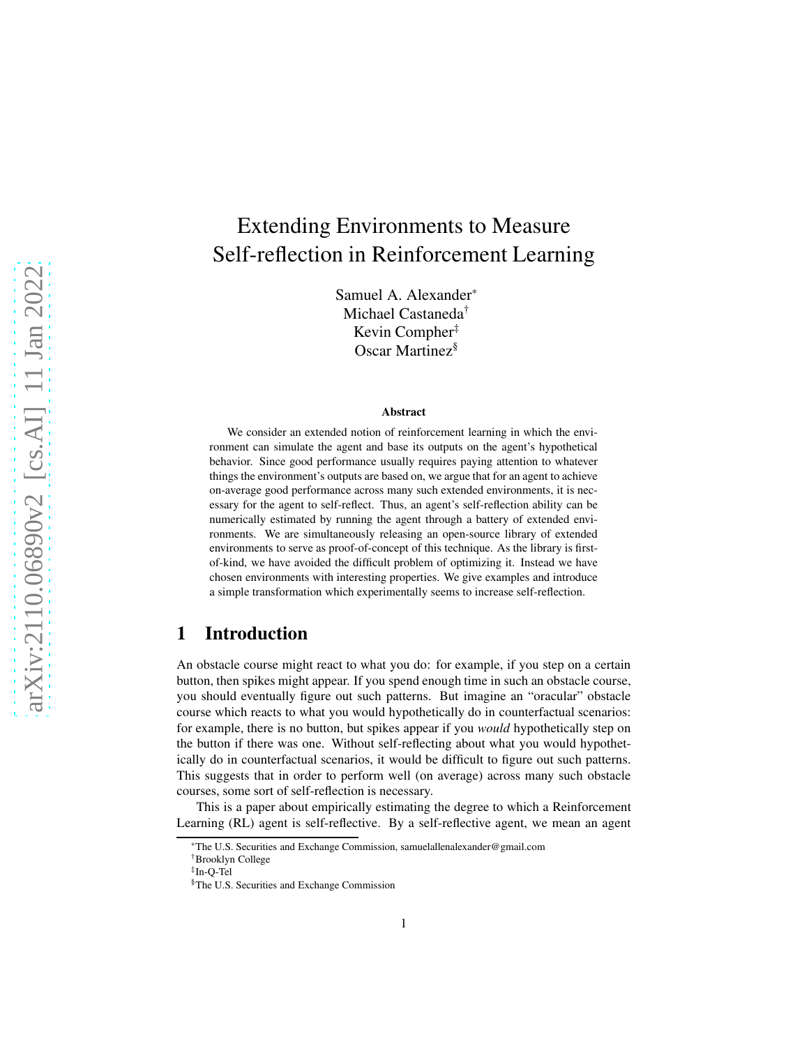# Extending Environments to Measure Self-reflection in Reinforcement Learning

Samuel A. Alexander[*]
Michael Castaneda[†]
Kevin Compher[‡]
Oscar Martinez[§]

### Abstract

We consider an extended notion of reinforcement learning in which the environment can simulate the agent and base its outputs on the agent's hypothetical behavior. Since good performance usually requires paying attention to whatever things the environment's outputs are based on, we argue that for an agent to achieve on-average good performance across many such extended environments, it is necessary for the agent to self-reflect. Thus, an agent's self-reflection ability can be numerically estimated by running the agent through a battery of extended environments. We are simultaneously releasing an open-source library of extended environments to serve as proof-of-concept of this technique. As the library is first-of-kind, we have avoided the difficult problem of optimizing it. Instead we have chosen environments with interesting properties. We give examples and introduce a simple transformation which experimentally seems to increase self-reflection.

## 1 Introduction

An obstacle course might react to what you do: for example, if you step on a certain button, then spikes might appear. If you spend enough time in such an obstacle course, you should eventually figure out such patterns. But imagine an "oracular" obstacle course which reacts to what you would hypothetically do in counterfactual scenarios: for example, there is no button, but spikes appear if you *would* hypothetically step on the button if there was one. Without self-reflecting about what you would hypothetically do in counterfactual scenarios, it would be difficult to figure out such patterns. This suggests that in order to perform well (on average) across many such obstacle courses, some sort of self-reflection is necessary.

This is a paper about empirically estimating the degree to which a Reinforcement Learning (RL) agent is self-reflective. By a self-reflective agent, we mean an agent

[*]The U.S. Securities and Exchange Commission, samuelallenalexander@gmail.com
[†]Brooklyn College
[‡]In-Q-Tel
[§]The U.S. Securities and Exchange Commission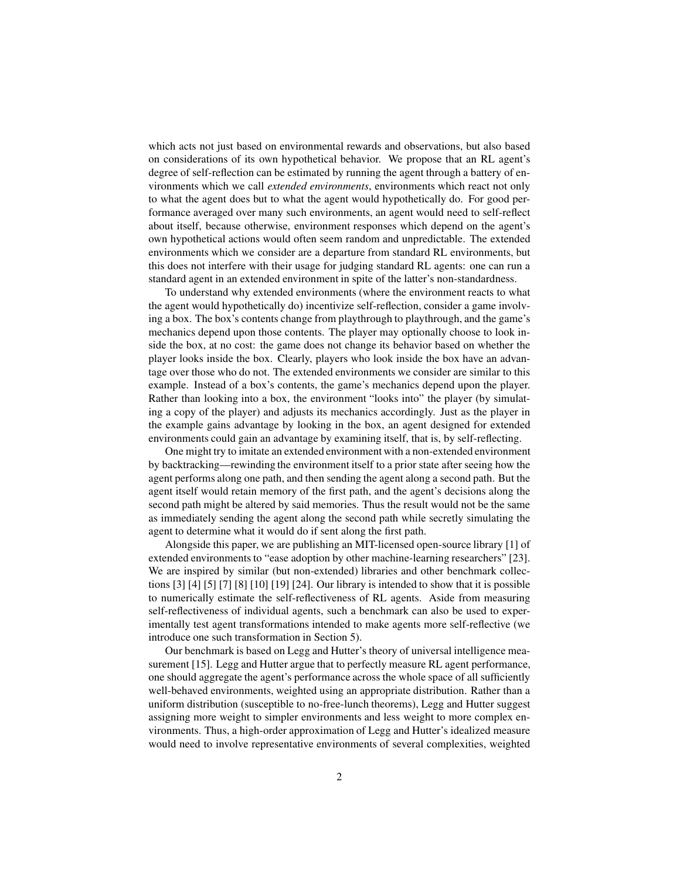which acts not just based on environmental rewards and observations, but also based on considerations of its own hypothetical behavior. We propose that an RL agent's degree of self-reflection can be estimated by running the agent through a battery of environments which we call *extended environments*, environments which react not only to what the agent does but to what the agent would hypothetically do. For good performance averaged over many such environments, an agent would need to self-reflect about itself, because otherwise, environment responses which depend on the agent's own hypothetical actions would often seem random and unpredictable. The extended environments which we consider are a departure from standard RL environments, but this does not interfere with their usage for judging standard RL agents: one can run a standard agent in an extended environment in spite of the latter's non-standardness.

To understand why extended environments (where the environment reacts to what the agent would hypothetically do) incentivize self-reflection, consider a game involving a box. The box's contents change from playthrough to playthrough, and the game's mechanics depend upon those contents. The player may optionally choose to look inside the box, at no cost: the game does not change its behavior based on whether the player looks inside the box. Clearly, players who look inside the box have an advantage over those who do not. The extended environments we consider are similar to this example. Instead of a box's contents, the game's mechanics depend upon the player. Rather than looking into a box, the environment "looks into" the player (by simulating a copy of the player) and adjusts its mechanics accordingly. Just as the player in the example gains advantage by looking in the box, an agent designed for extended environments could gain an advantage by examining itself, that is, by self-reflecting.

One might try to imitate an extended environment with a non-extended environment by backtracking—rewinding the environment itself to a prior state after seeing how the agent performs along one path, and then sending the agent along a second path. But the agent itself would retain memory of the first path, and the agent's decisions along the second path might be altered by said memories. Thus the result would not be the same as immediately sending the agent along the second path while secretly simulating the agent to determine what it would do if sent along the first path.

Alongside this paper, we are publishing an MIT-licensed open-source library [1] of extended environments to "ease adoption by other machine-learning researchers" [23]. We are inspired by similar (but non-extended) libraries and other benchmark collections [3] [4] [5] [7] [8] [10] [19] [24]. Our library is intended to show that it is possible to numerically estimate the self-reflectiveness of RL agents. Aside from measuring self-reflectiveness of individual agents, such a benchmark can also be used to experimentally test agent transformations intended to make agents more self-reflective (we introduce one such transformation in Section 5).

Our benchmark is based on Legg and Hutter's theory of universal intelligence measurement [15]. Legg and Hutter argue that to perfectly measure RL agent performance, one should aggregate the agent's performance across the whole space of all sufficiently well-behaved environments, weighted using an appropriate distribution. Rather than a uniform distribution (susceptible to no-free-lunch theorems), Legg and Hutter suggest assigning more weight to simpler environments and less weight to more complex environments. Thus, a high-order approximation of Legg and Hutter's idealized measure would need to involve representative environments of several complexities, weighted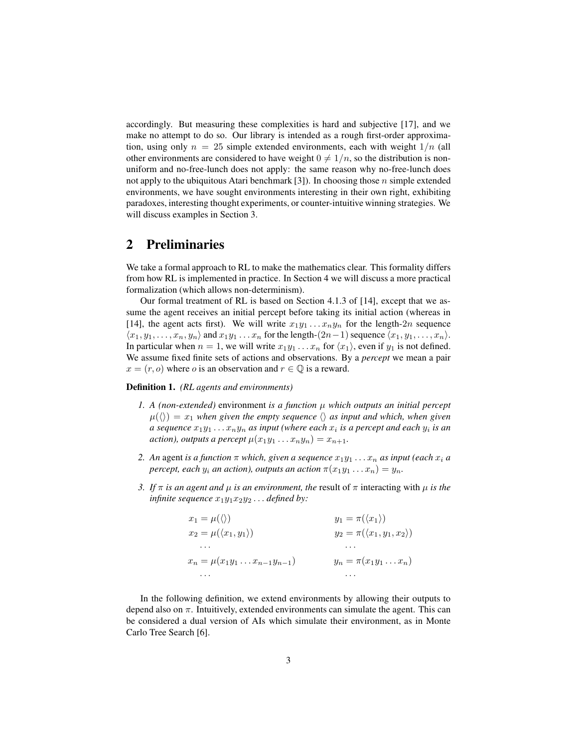accordingly. But measuring these complexities is hard and subjective [17], and we make no attempt to do so. Our library is intended as a rough first-order approximation, using only $n = 25$ simple extended environments, each with weight $1/n$ (all other environments are considered to have weight $0 \neq 1/n$, so the distribution is non-uniform and no-free-lunch does not apply: the same reason why no-free-lunch does not apply to the ubiquitous Atari benchmark [3]). In choosing those $n$ simple extended environments, we have sought environments interesting in their own right, exhibiting paradoxes, interesting thought experiments, or counter-intuitive winning strategies. We will discuss examples in Section 3.

## 2 Preliminaries

We take a formal approach to RL to make the mathematics clear. This formality differs from how RL is implemented in practice. In Section 4 we will discuss a more practical formalization (which allows non-determinism).

Our formal treatment of RL is based on Section 4.1.3 of [14], except that we assume the agent receives an initial percept before taking its initial action (whereas in [14], the agent acts first). We will write $x_1y_1 \ldots x_ny_n$ for the length-$2n$ sequence $\langle x_1, y_1, \ldots, x_n, y_n\rangle$ and $x_1y_1 \ldots x_n$ for the length-$(2n-1)$ sequence $\langle x_1, y_1, \ldots, x_n\rangle$. In particular when $n = 1$, we will write $x_1y_1 \ldots x_n$ for $\langle x_1\rangle$, even if $y_1$ is not defined. We assume fixed finite sets of actions and observations. By a *percept* we mean a pair $x = (r, o)$ where $o$ is an observation and $r \in \mathbb{Q}$ is a reward.

**Definition 1.** *(RL agents and environments)*

1. *A (non-extended)* environment *is a function $\mu$ which outputs an initial percept $\mu(\langle\rangle) = x_1$ when given the empty sequence $\langle\rangle$ as input and which, when given a sequence $x_1y_1 \ldots x_ny_n$ as input (where each $x_i$ is a percept and each $y_i$ is an action), outputs a percept $\mu(x_1y_1 \ldots x_ny_n) = x_{n+1}$.*
2. *An* agent *is a function $\pi$ which, given a sequence $x_1y_1 \ldots x_n$ as input (each $x_i$ a percept, each $y_i$ an action), outputs an action $\pi(x_1y_1 \ldots x_n) = y_n$.*
3. *If $\pi$ is an agent and $\mu$ is an environment, the* result of $\pi$ interacting with $\mu$ *is the infinite sequence $x_1y_1x_2y_2\ldots$ defined by:*

$$
\begin{aligned}
x_1 &= \mu(\langle\rangle) & y_1 &= \pi(\langle x_1\rangle) \\
x_2 &= \mu(\langle x_1, y_1\rangle) & y_2 &= \pi(\langle x_1, y_1, x_2\rangle) \\
&\ldots & &\ldots \\
x_n &= \mu(x_1y_1 \ldots x_{n-1}y_{n-1}) & y_n &= \pi(x_1y_1 \ldots x_n) \\
&\ldots & &\ldots
\end{aligned}
$$

In the following definition, we extend environments by allowing their outputs to depend also on $\pi$. Intuitively, extended environments can simulate the agent. This can be considered a dual version of AIs which simulate their environment, as in Monte Carlo Tree Search [6].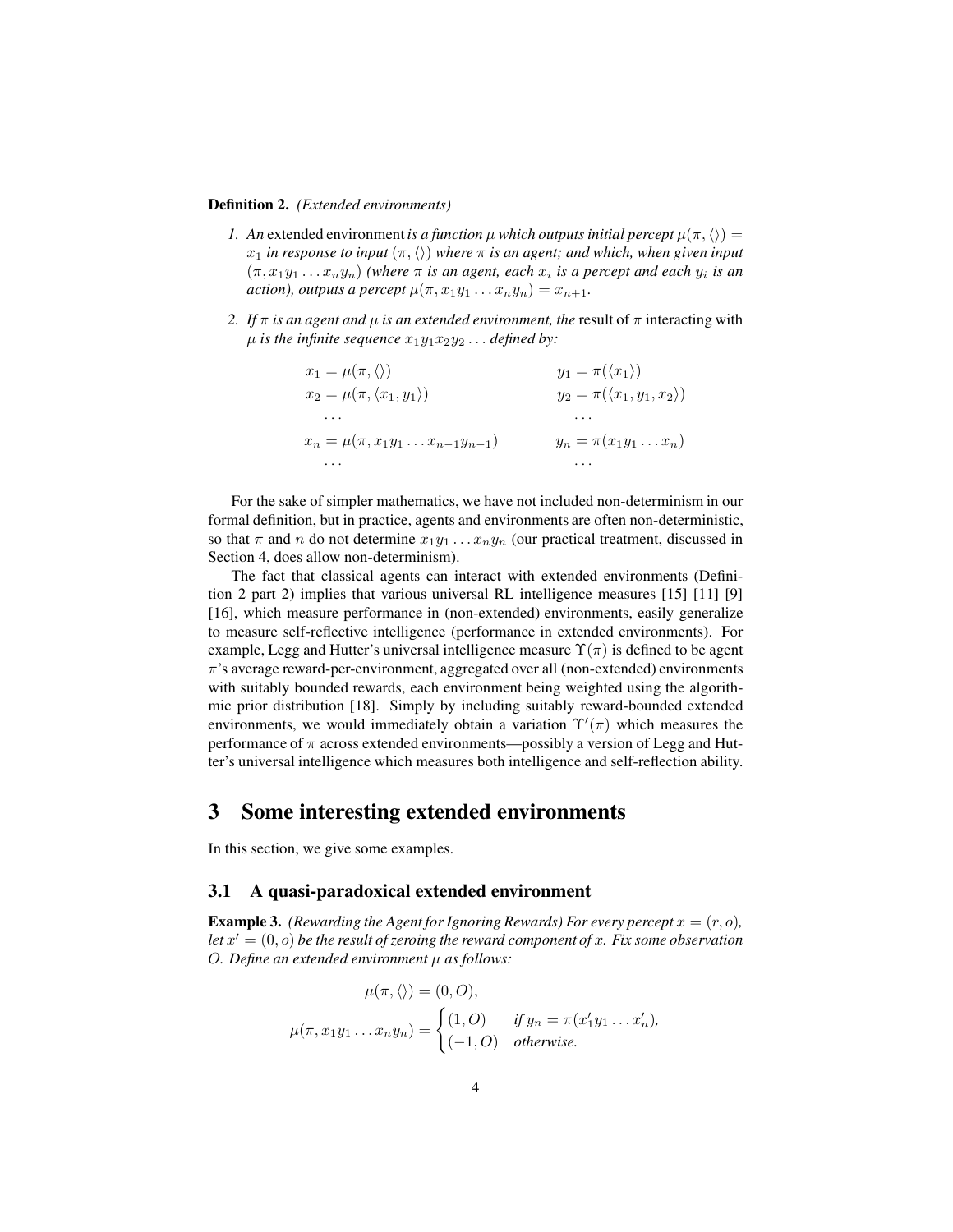**Definition 2.** *(Extended environments)*

1. *An* extended environment *is a function $\mu$ which outputs initial percept $\mu(\pi, \langle\rangle) = x_1$ in response to input $(\pi, \langle\rangle)$ where $\pi$ is an agent; and which, when given input $(\pi, x_1 y_1 \ldots x_n y_n)$ (where $\pi$ is an agent, each $x_i$ is a percept and each $y_i$ is an action), outputs a percept $\mu(\pi, x_1 y_1 \ldots x_n y_n) = x_{n+1}$.*
2. *If $\pi$ is an agent and $\mu$ is an extended environment, the* result of $\pi$ interacting with $\mu$ *is the infinite sequence $x_1 y_1 x_2 y_2 \ldots$ defined by:*

$$
\begin{aligned}
x_1 &= \mu(\pi, \langle\rangle) & y_1 &= \pi(\langle x_1 \rangle) \\
x_2 &= \mu(\pi, \langle x_1, y_1 \rangle) & y_2 &= \pi(\langle x_1, y_1, x_2 \rangle) \\
&\ldots & &\ldots \\
x_n &= \mu(\pi, x_1 y_1 \ldots x_{n-1} y_{n-1}) & y_n &= \pi(x_1 y_1 \ldots x_n) \\
&\ldots & &\ldots
\end{aligned}
$$

For the sake of simpler mathematics, we have not included non-determinism in our formal definition, but in practice, agents and environments are often non-deterministic, so that $\pi$ and $n$ do not determine $x_1 y_1 \ldots x_n y_n$ (our practical treatment, discussed in Section 4, does allow non-determinism).

The fact that classical agents can interact with extended environments (Definition 2 part 2) implies that various universal RL intelligence measures [15] [11] [9] [16], which measure performance in (non-extended) environments, easily generalize to measure self-reflective intelligence (performance in extended environments). For example, Legg and Hutter's universal intelligence measure $\Upsilon(\pi)$ is defined to be agent $\pi$'s average reward-per-environment, aggregated over all (non-extended) environments with suitably bounded rewards, each environment being weighted using the algorithmic prior distribution [18]. Simply by including suitably reward-bounded extended environments, we would immediately obtain a variation $\Upsilon'(\pi)$ which measures the performance of $\pi$ across extended environments—possibly a version of Legg and Hutter's universal intelligence which measures both intelligence and self-reflection ability.

# 3 Some interesting extended environments

In this section, we give some examples.

## 3.1 A quasi-paradoxical extended environment

**Example 3.** *(Rewarding the Agent for Ignoring Rewards) For every percept $x = (r, o)$, let $x' = (0, o)$ be the result of zeroing the reward component of $x$. Fix some observation $O$. Define an extended environment $\mu$ as follows:*

$$
\mu(\pi, \langle\rangle) = (0, O),
$$

$$
\mu(\pi, x_1 y_1 \ldots x_n y_n) = \begin{cases} (1, O) & \text{if } y_n = \pi(x'_1 y_1 \ldots x'_n), \\ (-1, O) & \text{otherwise.} \end{cases}
$$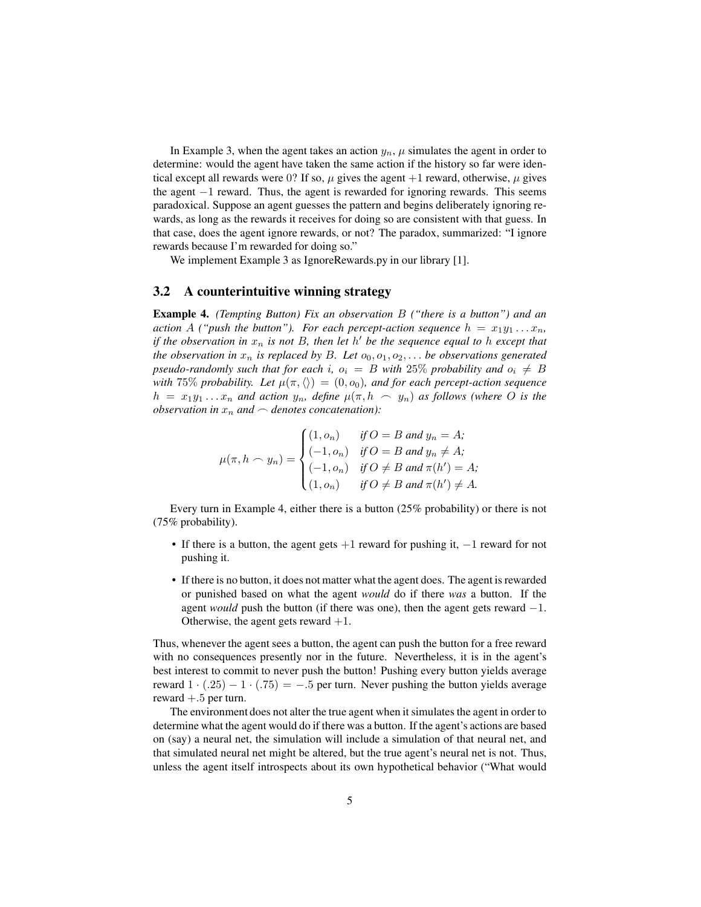In Example 3, when the agent takes an action $y_n$, $\mu$ simulates the agent in order to determine: would the agent have taken the same action if the history so far were identical except all rewards were 0? If so, $\mu$ gives the agent $+1$ reward, otherwise, $\mu$ gives the agent $-1$ reward. Thus, the agent is rewarded for ignoring rewards. This seems paradoxical. Suppose an agent guesses the pattern and begins deliberately ignoring rewards, as long as the rewards it receives for doing so are consistent with that guess. In that case, does the agent ignore rewards, or not? The paradox, summarized: "I ignore rewards because I'm rewarded for doing so."

We implement Example 3 as IgnoreRewards.py in our library [1].

### 3.2 A counterintuitive winning strategy

**Example 4.** *(Tempting Button) Fix an observation $B$ ("there is a button") and an action $A$ ("push the button"). For each percept-action sequence $h = x_1y_1 \ldots x_n$, if the observation in $x_n$ is not $B$, then let $h'$ be the sequence equal to $h$ except that the observation in $x_n$ is replaced by $B$. Let $o_0, o_1, o_2, \ldots$ be observations generated pseudo-randomly such that for each $i$, $o_i = B$ with $25\%$ probability and $o_i \neq B$ with $75\%$ probability. Let $\mu(\pi, \langle\rangle) = (0, o_0)$, and for each percept-action sequence $h = x_1y_1 \ldots x_n$ and action $y_n$, define $\mu(\pi, h \frown y_n)$ as follows (where $O$ is the observation in $x_n$ and $\frown$ denotes concatenation):*

$$\mu(\pi, h \frown y_n) = \begin{cases} (1, o_n) & \text{if } O = B \text{ and } y_n = A; \\ (-1, o_n) & \text{if } O = B \text{ and } y_n \neq A; \\ (-1, o_n) & \text{if } O \neq B \text{ and } \pi(h') = A; \\ (1, o_n) & \text{if } O \neq B \text{ and } \pi(h') \neq A. \end{cases}$$

Every turn in Example 4, either there is a button (25% probability) or there is not (75% probability).

- If there is a button, the agent gets $+1$ reward for pushing it, $-1$ reward for not pushing it.
- If there is no button, it does not matter what the agent does. The agent is rewarded or punished based on what the agent *would* do if there *was* a button. If the agent *would* push the button (if there was one), then the agent gets reward $-1$. Otherwise, the agent gets reward $+1$.

Thus, whenever the agent sees a button, the agent can push the button for a free reward with no consequences presently nor in the future. Nevertheless, it is in the agent's best interest to commit to never push the button! Pushing every button yields average reward $1 \cdot (.25) - 1 \cdot (.75) = -.5$ per turn. Never pushing the button yields average reward $+.5$ per turn.

The environment does not alter the true agent when it simulates the agent in order to determine what the agent would do if there was a button. If the agent's actions are based on (say) a neural net, the simulation will include a simulation of that neural net, and that simulated neural net might be altered, but the true agent's neural net is not. Thus, unless the agent itself introspects about its own hypothetical behavior ("What would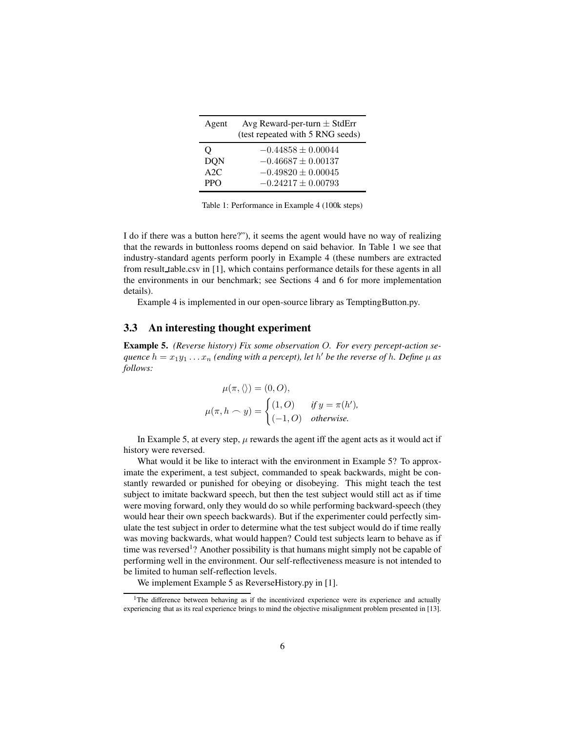| Agent | Avg Reward-per-turn $\pm$ StdErr (test repeated with 5 RNG seeds) |
|---|---|
| Q | $-0.44858 \pm 0.00044$ |
| DQN | $-0.46687 \pm 0.00137$ |
| A2C | $-0.49820 \pm 0.00045$ |
| PPO | $-0.24217 \pm 0.00793$ |

Table 1: Performance in Example 4 (100k steps)

I do if there was a button here?"), it seems the agent would have no way of realizing that the rewards in buttonless rooms depend on said behavior. In Table 1 we see that industry-standard agents perform poorly in Example 4 (these numbers are extracted from result_table.csv in [1], which contains performance details for these agents in all the environments in our benchmark; see Sections 4 and 6 for more implementation details).

Example 4 is implemented in our open-source library as TemptingButton.py.

### 3.3 An interesting thought experiment

**Example 5.** *(Reverse history) Fix some observation $O$. For every percept-action sequence $h = x_1y_1 \ldots x_n$ (ending with a percept), let $h'$ be the reverse of $h$. Define $\mu$ as follows:*

$$\mu(\pi, \langle\rangle) = (0, O),$$

$$\mu(\pi, h \frown y) = \begin{cases} (1, O) & \text{if } y = \pi(h'), \\ (-1, O) & \text{otherwise.} \end{cases}$$

In Example 5, at every step, $\mu$ rewards the agent iff the agent acts as it would act if history were reversed.

What would it be like to interact with the environment in Example 5? To approximate the experiment, a test subject, commanded to speak backwards, might be constantly rewarded or punished for obeying or disobeying. This might teach the test subject to imitate backward speech, but then the test subject would still act as if time were moving forward, only they would do so while performing backward-speech (they would hear their own speech backwards). But if the experimenter could perfectly simulate the test subject in order to determine what the test subject would do if time really was moving backwards, what would happen? Could test subjects learn to behave as if time was reversed[1]? Another possibility is that humans might simply not be capable of performing well in the environment. Our self-reflectiveness measure is not intended to be limited to human self-reflection levels.

We implement Example 5 as ReverseHistory.py in [1].

[1]The difference between behaving as if the incentivized experience were its experience and actually experiencing that as its real experience brings to mind the objective misalignment problem presented in [13].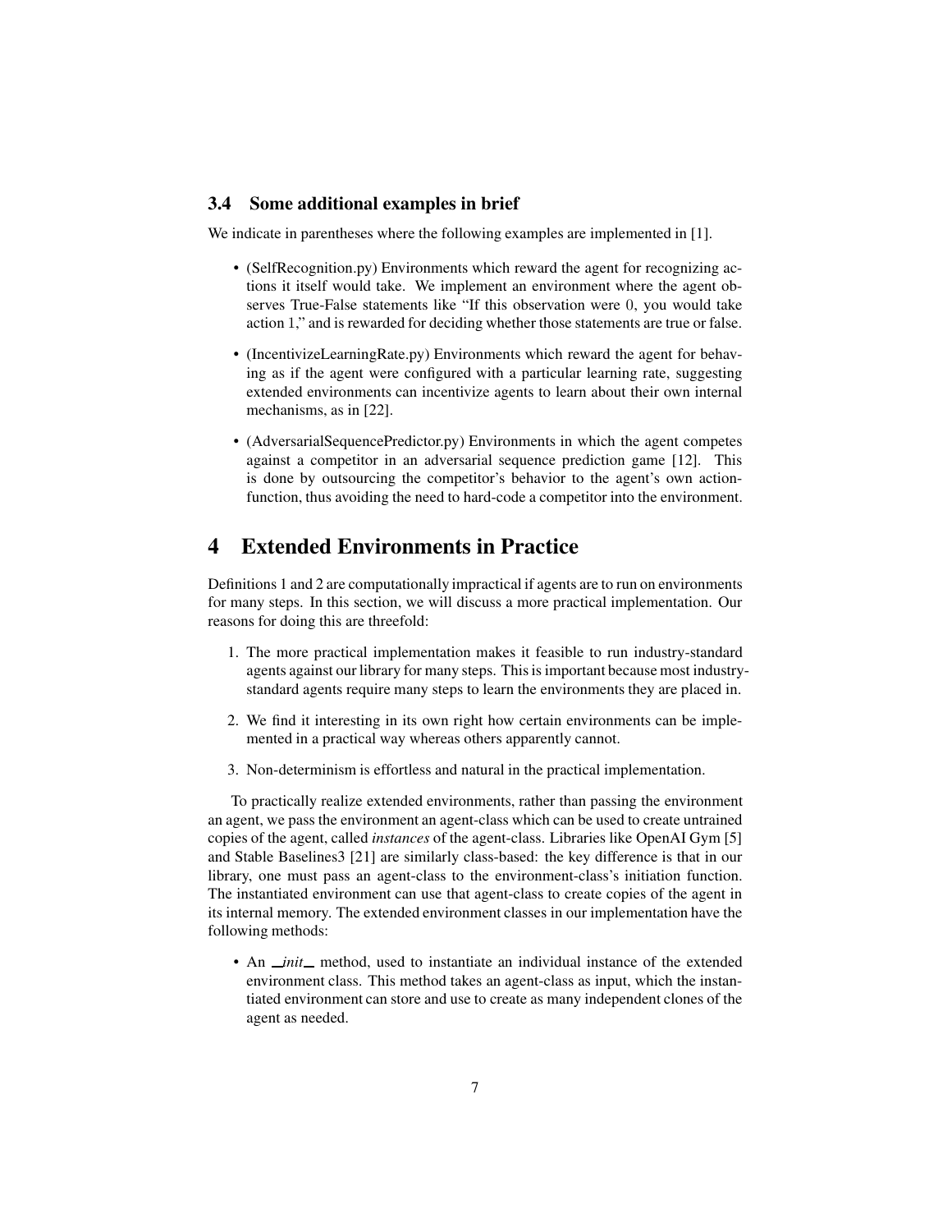### 3.4 Some additional examples in brief

We indicate in parentheses where the following examples are implemented in [1].

- (SelfRecognition.py) Environments which reward the agent for recognizing actions it itself would take. We implement an environment where the agent observes True-False statements like "If this observation were 0, you would take action 1," and is rewarded for deciding whether those statements are true or false.
- (IncentivizeLearningRate.py) Environments which reward the agent for behaving as if the agent were configured with a particular learning rate, suggesting extended environments can incentivize agents to learn about their own internal mechanisms, as in [22].
- (AdversarialSequencePredictor.py) Environments in which the agent competes against a competitor in an adversarial sequence prediction game [12]. This is done by outsourcing the competitor's behavior to the agent's own action-function, thus avoiding the need to hard-code a competitor into the environment.

# 4 Extended Environments in Practice

Definitions 1 and 2 are computationally impractical if agents are to run on environments for many steps. In this section, we will discuss a more practical implementation. Our reasons for doing this are threefold:

1. The more practical implementation makes it feasible to run industry-standard agents against our library for many steps. This is important because most industry-standard agents require many steps to learn the environments they are placed in.
2. We find it interesting in its own right how certain environments can be implemented in a practical way whereas others apparently cannot.
3. Non-determinism is effortless and natural in the practical implementation.

To practically realize extended environments, rather than passing the environment an agent, we pass the environment an agent-class which can be used to create untrained copies of the agent, called *instances* of the agent-class. Libraries like OpenAI Gym [5] and Stable Baselines3 [21] are similarly class-based: the key difference is that in our library, one must pass an agent-class to the environment-class's initiation function. The instantiated environment can use that agent-class to create copies of the agent in its internal memory. The extended environment classes in our implementation have the following methods:

- An *__init__* method, used to instantiate an individual instance of the extended environment class. This method takes an agent-class as input, which the instantiated environment can store and use to create as many independent clones of the agent as needed.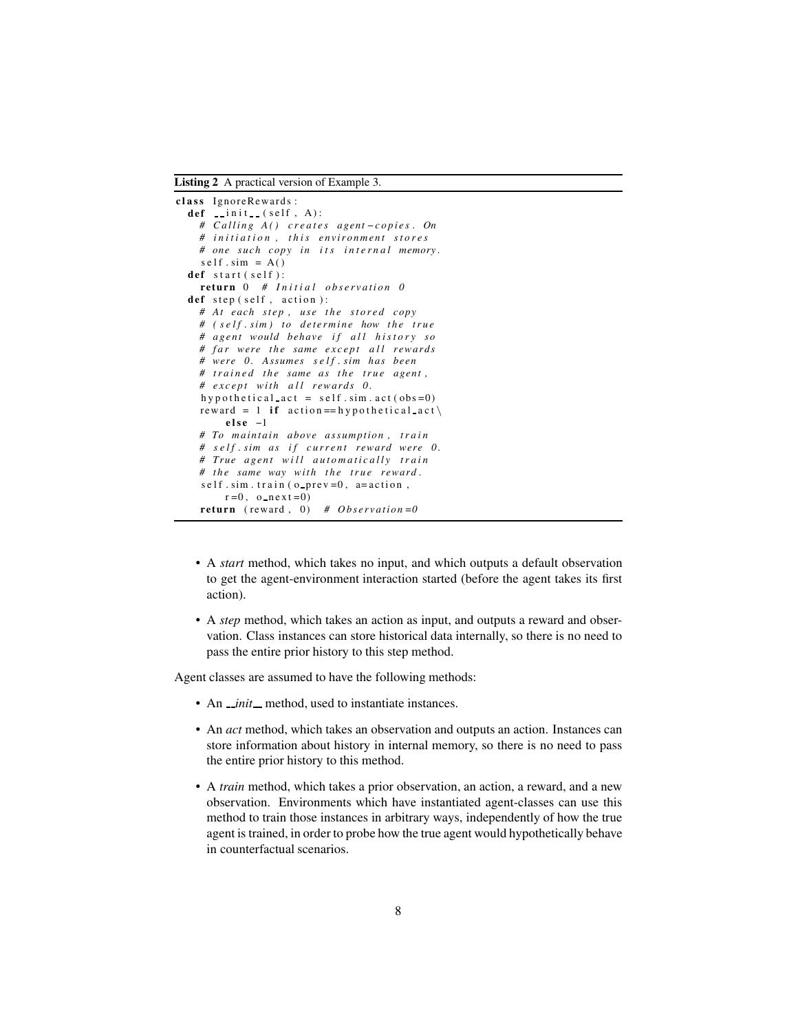**Listing 2** A practical version of Example 3.

```
class IgnoreRewards:
  def __init__(self, A):
    # Calling A() creates agent-copies. On
    # initiation, this environment stores
    # one such copy in its internal memory.
    self.sim = A()
  def start(self):
    return 0  # Initial observation 0
  def step(self, action):
    # At each step, use the stored copy
    # (self.sim) to determine how the true
    # agent would behave if all history so
    # far were the same except all rewards
    # were 0. Assumes self.sim has been
    # trained the same as the true agent,
    # except with all rewards 0.
    hypothetical_act = self.sim.act(obs=0)
    reward = 1 if action==hypothetical_act\
        else -1
    # To maintain above assumption, train
    # self.sim as if current reward were 0.
    # True agent will automatically train
    # the same way with the true reward.
    self.sim.train(o_prev=0, a=action,
        r=0, o_next=0)
    return (reward, 0)  # Observation=0
```

- A *start* method, which takes no input, and which outputs a default observation to get the agent-environment interaction started (before the agent takes its first action).
- A *step* method, which takes an action as input, and outputs a reward and observation. Class instances can store historical data internally, so there is no need to pass the entire prior history to this step method.

Agent classes are assumed to have the following methods:

- An *__init__* method, used to instantiate instances.
- An *act* method, which takes an observation and outputs an action. Instances can store information about history in internal memory, so there is no need to pass the entire prior history to this method.
- A *train* method, which takes a prior observation, an action, a reward, and a new observation. Environments which have instantiated agent-classes can use this method to train those instances in arbitrary ways, independently of how the true agent is trained, in order to probe how the true agent would hypothetically behave in counterfactual scenarios.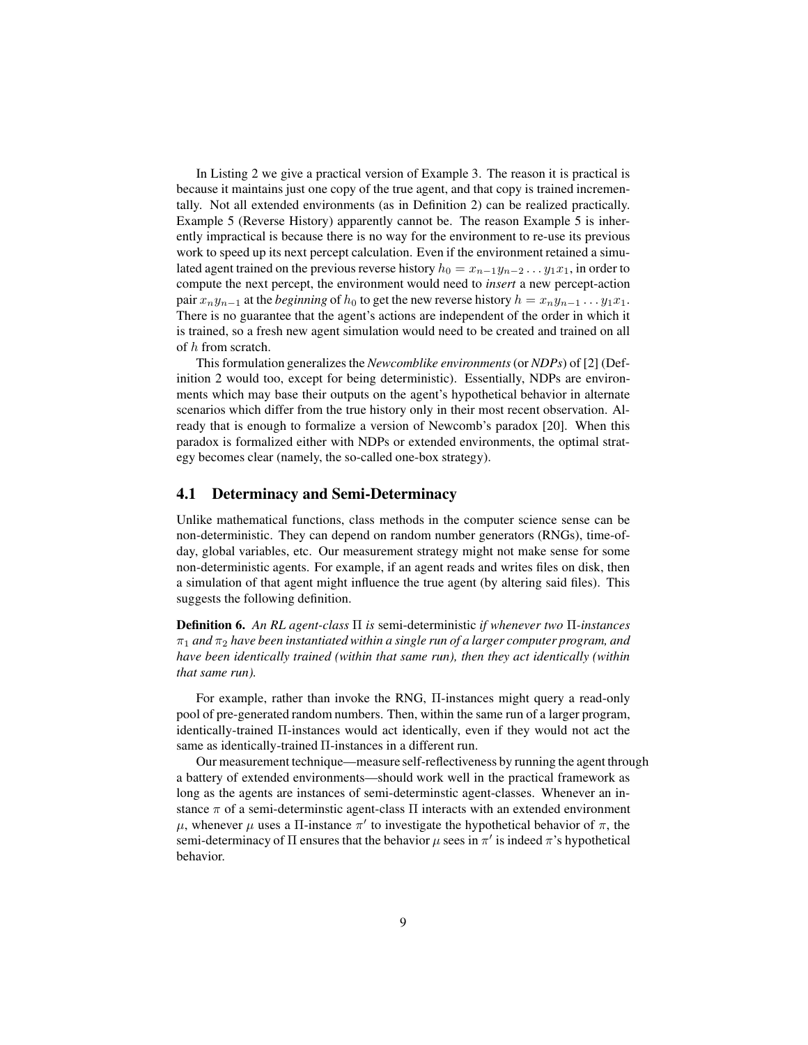In Listing 2 we give a practical version of Example 3. The reason it is practical is because it maintains just one copy of the true agent, and that copy is trained incrementally. Not all extended environments (as in Definition 2) can be realized practically. Example 5 (Reverse History) apparently cannot be. The reason Example 5 is inherently impractical is because there is no way for the environment to re-use its previous work to speed up its next percept calculation. Even if the environment retained a simulated agent trained on the previous reverse history $h_0 = x_{n-1}y_{n-2}\dots y_1x_1$, in order to compute the next percept, the environment would need to *insert* a new percept-action pair $x_ny_{n-1}$ at the *beginning* of $h_0$ to get the new reverse history $h = x_ny_{n-1}\dots y_1x_1$. There is no guarantee that the agent's actions are independent of the order in which it is trained, so a fresh new agent simulation would need to be created and trained on all of $h$ from scratch.

This formulation generalizes the *Newcomblike environments* (or *NDPs*) of [2] (Definition 2 would too, except for being deterministic). Essentially, NDPs are environments which may base their outputs on the agent's hypothetical behavior in alternate scenarios which differ from the true history only in their most recent observation. Already that is enough to formalize a version of Newcomb's paradox [20]. When this paradox is formalized either with NDPs or extended environments, the optimal strategy becomes clear (namely, the so-called one-box strategy).

## 4.1 Determinacy and Semi-Determinacy

Unlike mathematical functions, class methods in the computer science sense can be non-deterministic. They can depend on random number generators (RNGs), time-of-day, global variables, etc. Our measurement strategy might not make sense for some non-deterministic agents. For example, if an agent reads and writes files on disk, then a simulation of that agent might influence the true agent (by altering said files). This suggests the following definition.

**Definition 6.** *An RL agent-class* $\Pi$ *is* semi-deterministic *if whenever two* $\Pi$*-instances* $\pi_1$ *and* $\pi_2$ *have been instantiated within a single run of a larger computer program, and have been identically trained (within that same run), then they act identically (within that same run).*

For example, rather than invoke the RNG, $\Pi$-instances might query a read-only pool of pre-generated random numbers. Then, within the same run of a larger program, identically-trained $\Pi$-instances would act identically, even if they would not act the same as identically-trained $\Pi$-instances in a different run.

Our measurement technique—measure self-reflectiveness by running the agent through a battery of extended environments—should work well in the practical framework as long as the agents are instances of semi-determinstic agent-classes. Whenever an instance $\pi$ of a semi-determinstic agent-class $\Pi$ interacts with an extended environment $\mu$, whenever $\mu$ uses a $\Pi$-instance $\pi'$ to investigate the hypothetical behavior of $\pi$, the semi-determinacy of $\Pi$ ensures that the behavior $\mu$ sees in $\pi'$ is indeed $\pi$'s hypothetical behavior.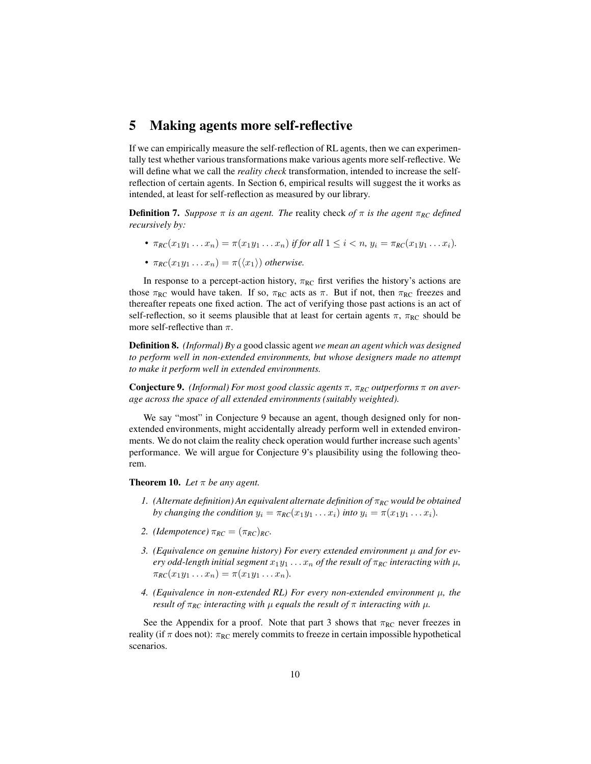## 5 Making agents more self-reflective

If we can empirically measure the self-reflection of RL agents, then we can experimentally test whether various transformations make various agents more self-reflective. We will define what we call the *reality check* transformation, intended to increase the self-reflection of certain agents. In Section 6, empirical results will suggest the it works as intended, at least for self-reflection as measured by our library.

**Definition 7.** *Suppose $\pi$ is an agent. The* reality check *of $\pi$ is the agent $\pi_{RC}$ defined recursively by:*

- $\pi_{RC}(x_1y_1\ldots x_n) = \pi(x_1y_1\ldots x_n)$ *if for all $1 \leq i < n$, $y_i = \pi_{RC}(x_1y_1\ldots x_i)$.*
- $\pi_{RC}(x_1y_1\ldots x_n) = \pi(\langle x_1\rangle)$ *otherwise.*

In response to a percept-action history, $\pi_{\mathrm{RC}}$ first verifies the history's actions are those $\pi_{\mathrm{RC}}$ would have taken. If so, $\pi_{\mathrm{RC}}$ acts as $\pi$. But if not, then $\pi_{\mathrm{RC}}$ freezes and thereafter repeats one fixed action. The act of verifying those past actions is an act of self-reflection, so it seems plausible that at least for certain agents $\pi$, $\pi_{\mathrm{RC}}$ should be more self-reflective than $\pi$.

**Definition 8.** *(Informal) By a* good classic agent *we mean an agent which was designed to perform well in non-extended environments, but whose designers made no attempt to make it perform well in extended environments.*

**Conjecture 9.** *(Informal) For most good classic agents $\pi$, $\pi_{RC}$ outperforms $\pi$ on average across the space of all extended environments (suitably weighted).*

We say "most" in Conjecture 9 because an agent, though designed only for non-extended environments, might accidentally already perform well in extended environments. We do not claim the reality check operation would further increase such agents' performance. We will argue for Conjecture 9's plausibility using the following theorem.

**Theorem 10.** *Let $\pi$ be any agent.*

1. *(Alternate definition) An equivalent alternate definition of $\pi_{RC}$ would be obtained by changing the condition $y_i = \pi_{RC}(x_1y_1\ldots x_i)$ into $y_i = \pi(x_1y_1\ldots x_i)$.*
2. *(Idempotence) $\pi_{RC} = (\pi_{RC})_{RC}$.*
3. *(Equivalence on genuine history) For every extended environment $\mu$ and for every odd-length initial segment $x_1y_1\ldots x_n$ of the result of $\pi_{RC}$ interacting with $\mu$, $\pi_{RC}(x_1y_1\ldots x_n) = \pi(x_1y_1\ldots x_n)$.*
4. *(Equivalence in non-extended RL) For every non-extended environment $\mu$, the result of $\pi_{RC}$ interacting with $\mu$ equals the result of $\pi$ interacting with $\mu$.*

See the Appendix for a proof. Note that part 3 shows that $\pi_{\mathrm{RC}}$ never freezes in reality (if $\pi$ does not): $\pi_{\mathrm{RC}}$ merely commits to freeze in certain impossible hypothetical scenarios.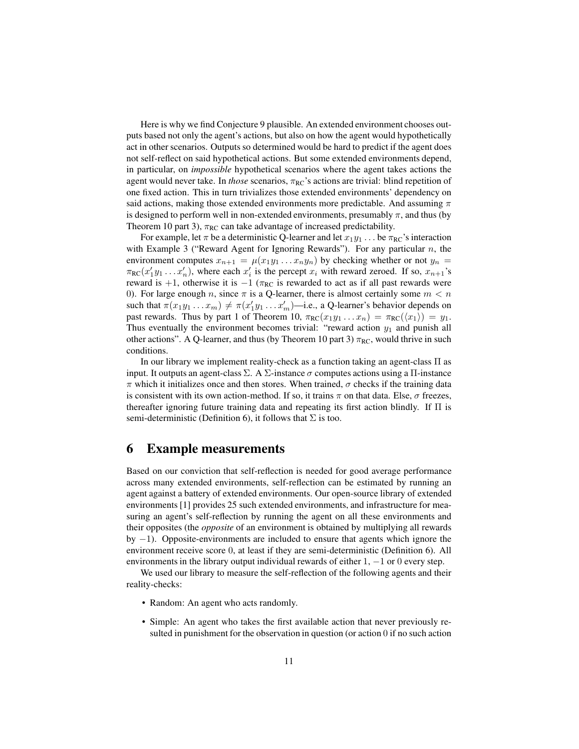Here is why we find Conjecture 9 plausible. An extended environment chooses outputs based not only the agent's actions, but also on how the agent would hypothetically act in other scenarios. Outputs so determined would be hard to predict if the agent does not self-reflect on said hypothetical actions. But some extended environments depend, in particular, on *impossible* hypothetical scenarios where the agent takes actions the agent would never take. In *those* scenarios, $\pi_{\text{RC}}$'s actions are trivial: blind repetition of one fixed action. This in turn trivializes those extended environments' dependency on said actions, making those extended environments more predictable. And assuming $\pi$ is designed to perform well in non-extended environments, presumably $\pi$, and thus (by Theorem 10 part 3), $\pi_{\text{RC}}$ can take advantage of increased predictability.

For example, let $\pi$ be a deterministic Q-learner and let $x_1y_1\ldots$ be $\pi_{\text{RC}}$'s interaction with Example 3 ("Reward Agent for Ignoring Rewards"). For any particular $n$, the environment computes $x_{n+1} = \mu(x_1y_1\ldots x_ny_n)$ by checking whether or not $y_n = \pi_{\text{RC}}(x'_1y_1\ldots x'_n)$, where each $x'_i$ is the percept $x_i$ with reward zeroed. If so, $x_{n+1}$'s reward is $+1$, otherwise it is $-1$ ($\pi_{\text{RC}}$ is rewarded to act as if all past rewards were 0). For large enough $n$, since $\pi$ is a Q-learner, there is almost certainly some $m < n$ such that $\pi(x_1y_1\ldots x_m) \neq \pi(x'_1y_1\ldots x'_m)$—i.e., a Q-learner's behavior depends on past rewards. Thus by part 1 of Theorem 10, $\pi_{\text{RC}}(x_1y_1\ldots x_n) = \pi_{\text{RC}}(\langle x_1\rangle) = y_1$. Thus eventually the environment becomes trivial: "reward action $y_1$ and punish all other actions". A Q-learner, and thus (by Theorem 10 part 3) $\pi_{\text{RC}}$, would thrive in such conditions.

In our library we implement reality-check as a function taking an agent-class $\Pi$ as input. It outputs an agent-class $\Sigma$. A $\Sigma$-instance $\sigma$ computes actions using a $\Pi$-instance $\pi$ which it initializes once and then stores. When trained, $\sigma$ checks if the training data is consistent with its own action-method. If so, it trains $\pi$ on that data. Else, $\sigma$ freezes, thereafter ignoring future training data and repeating its first action blindly. If $\Pi$ is semi-deterministic (Definition 6), it follows that $\Sigma$ is too.

# 6 Example measurements

Based on our conviction that self-reflection is needed for good average performance across many extended environments, self-reflection can be estimated by running an agent against a battery of extended environments. Our open-source library of extended environments [1] provides 25 such extended environments, and infrastructure for measuring an agent's self-reflection by running the agent on all these environments and their opposites (the *opposite* of an environment is obtained by multiplying all rewards by $-1$). Opposite-environments are included to ensure that agents which ignore the environment receive score 0, at least if they are semi-deterministic (Definition 6). All environments in the library output individual rewards of either $1$, $-1$ or $0$ every step.

We used our library to measure the self-reflection of the following agents and their reality-checks:

- Random: An agent who acts randomly.
- Simple: An agent who takes the first available action that never previously resulted in punishment for the observation in question (or action 0 if no such action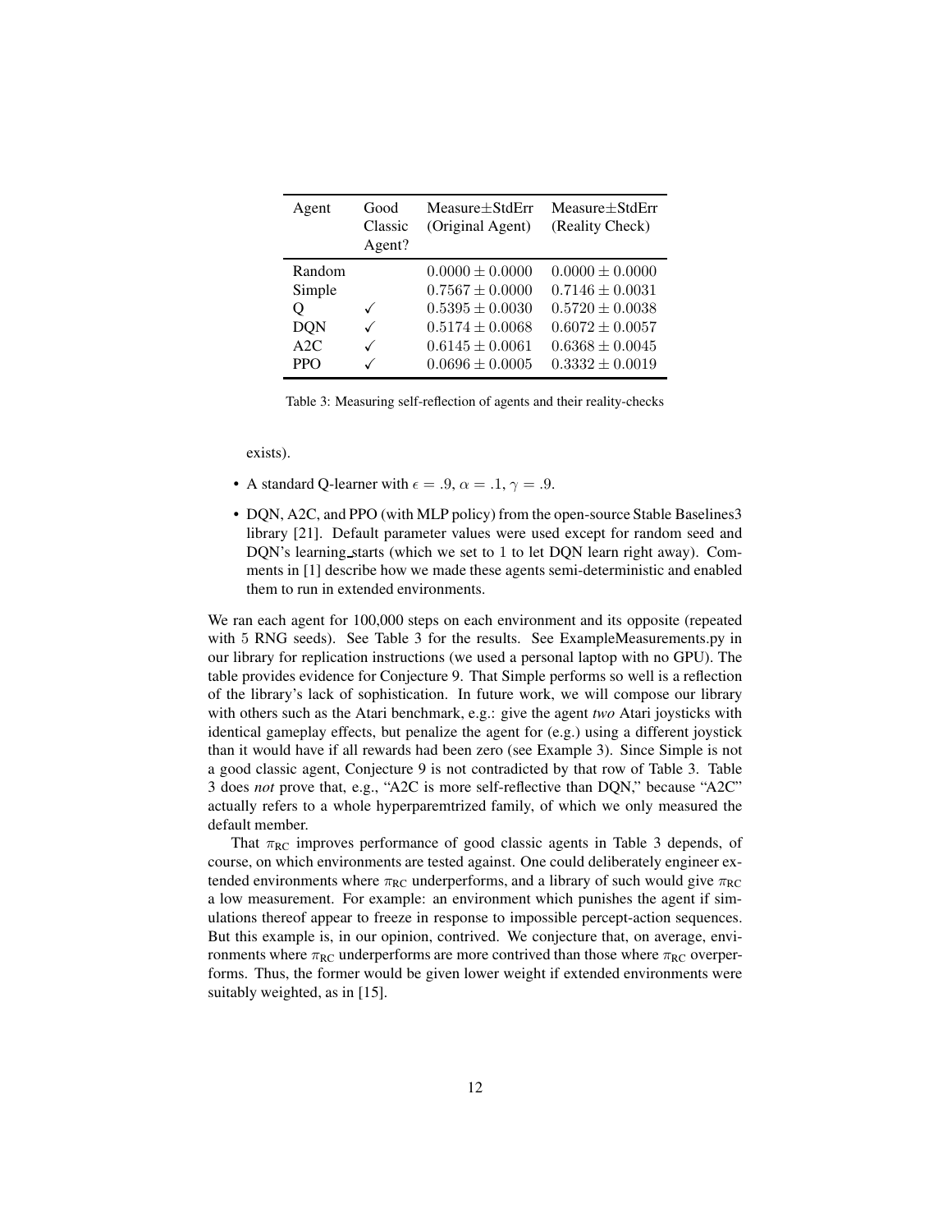| Agent | Good Classic Agent? | Measure±StdErr (Original Agent) | Measure±StdErr (Reality Check) |
|---|---|---|---|
| Random | | $0.0000 \pm 0.0000$ | $0.0000 \pm 0.0000$ |
| Simple | | $0.7567 \pm 0.0000$ | $0.7146 \pm 0.0031$ |
| Q | ✓ | $0.5395 \pm 0.0030$ | $0.5720 \pm 0.0038$ |
| DQN | ✓ | $0.5174 \pm 0.0068$ | $0.6072 \pm 0.0057$ |
| A2C | ✓ | $0.6145 \pm 0.0061$ | $0.6368 \pm 0.0045$ |
| PPO | ✓ | $0.0696 \pm 0.0005$ | $0.3332 \pm 0.0019$ |

Table 3: Measuring self-reflection of agents and their reality-checks

exists).

- A standard Q-learner with $\epsilon = .9$, $\alpha = .1$, $\gamma = .9$.
- DQN, A2C, and PPO (with MLP policy) from the open-source Stable Baselines3 library [21]. Default parameter values were used except for random seed and DQN's learning_starts (which we set to 1 to let DQN learn right away). Comments in [1] describe how we made these agents semi-deterministic and enabled them to run in extended environments.

We ran each agent for 100,000 steps on each environment and its opposite (repeated with 5 RNG seeds). See Table 3 for the results. See ExampleMeasurements.py in our library for replication instructions (we used a personal laptop with no GPU). The table provides evidence for Conjecture 9. That Simple performs so well is a reflection of the library's lack of sophistication. In future work, we will compose our library with others such as the Atari benchmark, e.g.: give the agent *two* Atari joysticks with identical gameplay effects, but penalize the agent for (e.g.) using a different joystick than it would have if all rewards had been zero (see Example 3). Since Simple is not a good classic agent, Conjecture 9 is not contradicted by that row of Table 3. Table 3 does *not* prove that, e.g., "A2C is more self-reflective than DQN," because "A2C" actually refers to a whole hyperparemtrized family, of which we only measured the default member.

That $\pi_{\mathrm{RC}}$ improves performance of good classic agents in Table 3 depends, of course, on which environments are tested against. One could deliberately engineer extended environments where $\pi_{\mathrm{RC}}$ underperforms, and a library of such would give $\pi_{\mathrm{RC}}$ a low measurement. For example: an environment which punishes the agent if simulations thereof appear to freeze in response to impossible percept-action sequences. But this example is, in our opinion, contrived. We conjecture that, on average, environments where $\pi_{\mathrm{RC}}$ underperforms are more contrived than those where $\pi_{\mathrm{RC}}$ overperforms. Thus, the former would be given lower weight if extended environments were suitably weighted, as in [15].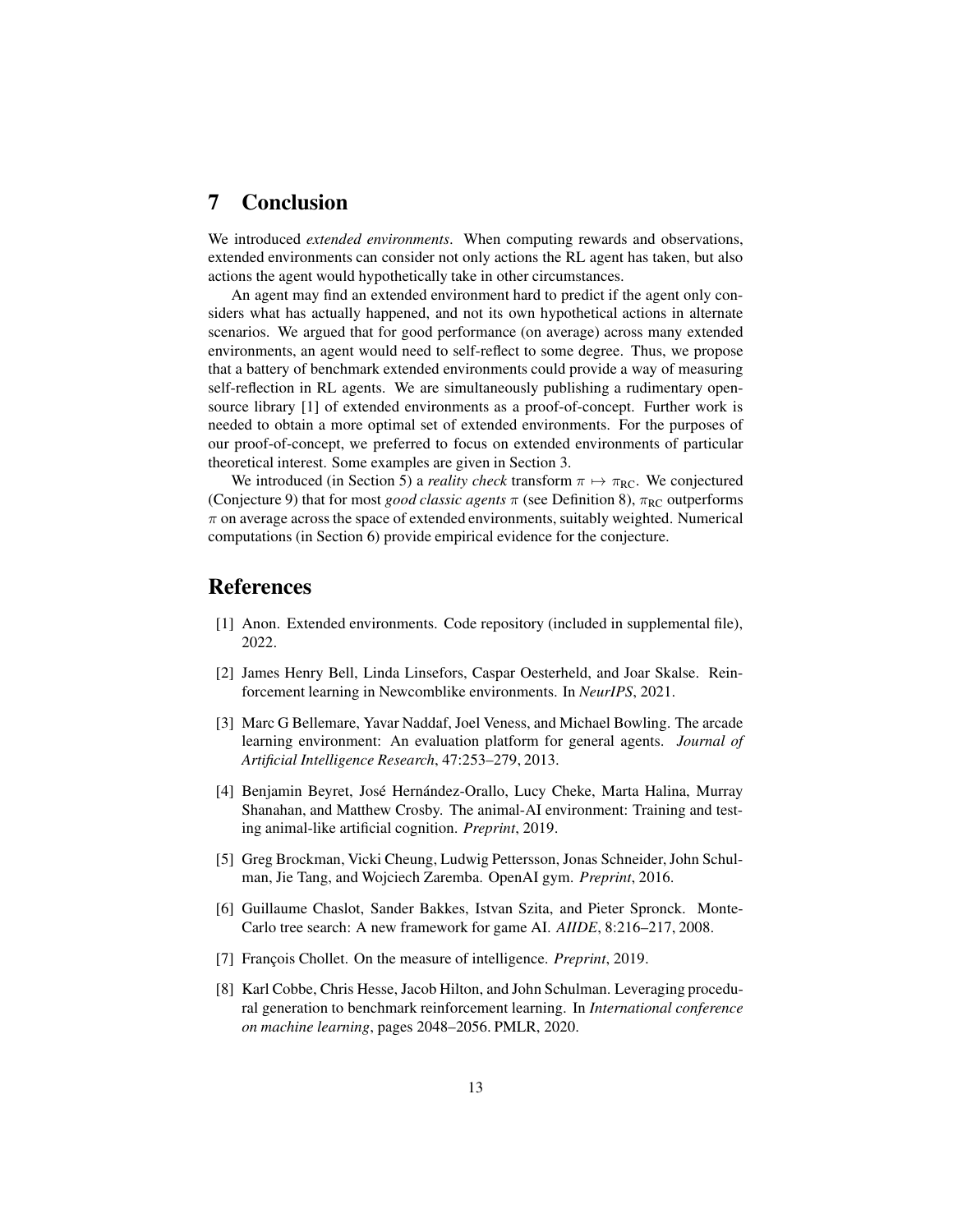# 7 Conclusion

We introduced *extended environments*. When computing rewards and observations, extended environments can consider not only actions the RL agent has taken, but also actions the agent would hypothetically take in other circumstances.

An agent may find an extended environment hard to predict if the agent only considers what has actually happened, and not its own hypothetical actions in alternate scenarios. We argued that for good performance (on average) across many extended environments, an agent would need to self-reflect to some degree. Thus, we propose that a battery of benchmark extended environments could provide a way of measuring self-reflection in RL agents. We are simultaneously publishing a rudimentary open-source library [1] of extended environments as a proof-of-concept. Further work is needed to obtain a more optimal set of extended environments. For the purposes of our proof-of-concept, we preferred to focus on extended environments of particular theoretical interest. Some examples are given in Section 3.

We introduced (in Section 5) a *reality check* transform $\pi \mapsto \pi_{\text{RC}}$. We conjectured (Conjecture 9) that for most *good classic agents* $\pi$ (see Definition 8), $\pi_{\text{RC}}$ outperforms $\pi$ on average across the space of extended environments, suitably weighted. Numerical computations (in Section 6) provide empirical evidence for the conjecture.

# References

[1] Anon. Extended environments. Code repository (included in supplemental file), 2022.

[2] James Henry Bell, Linda Linsefors, Caspar Oesterheld, and Joar Skalse. Reinforcement learning in Newcomblike environments. In *NeurIPS*, 2021.

[3] Marc G Bellemare, Yavar Naddaf, Joel Veness, and Michael Bowling. The arcade learning environment: An evaluation platform for general agents. *Journal of Artificial Intelligence Research*, 47:253–279, 2013.

[4] Benjamin Beyret, José Hernández-Orallo, Lucy Cheke, Marta Halina, Murray Shanahan, and Matthew Crosby. The animal-AI environment: Training and testing animal-like artificial cognition. *Preprint*, 2019.

[5] Greg Brockman, Vicki Cheung, Ludwig Pettersson, Jonas Schneider, John Schulman, Jie Tang, and Wojciech Zaremba. OpenAI gym. *Preprint*, 2016.

[6] Guillaume Chaslot, Sander Bakkes, Istvan Szita, and Pieter Spronck. Monte-Carlo tree search: A new framework for game AI. *AIIDE*, 8:216–217, 2008.

[7] François Chollet. On the measure of intelligence. *Preprint*, 2019.

[8] Karl Cobbe, Chris Hesse, Jacob Hilton, and John Schulman. Leveraging procedural generation to benchmark reinforcement learning. In *International conference on machine learning*, pages 2048–2056. PMLR, 2020.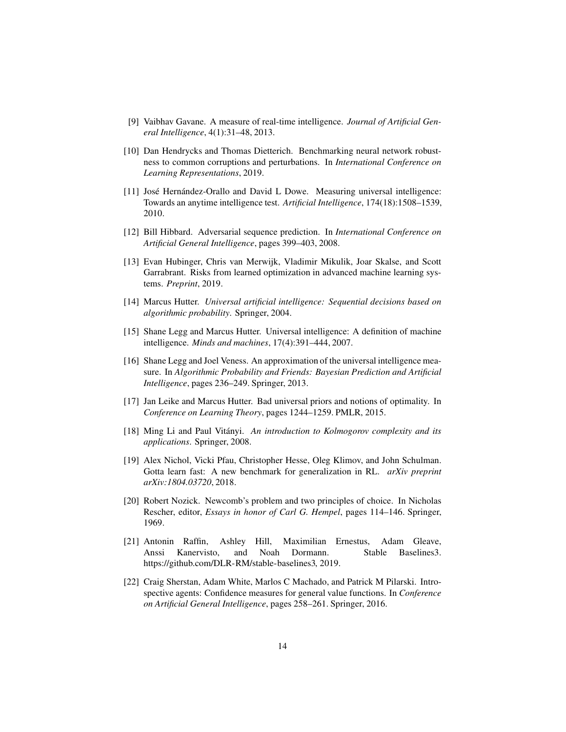[9] Vaibhav Gavane. A measure of real-time intelligence. *Journal of Artificial General Intelligence*, 4(1):31–48, 2013.

[10] Dan Hendrycks and Thomas Dietterich. Benchmarking neural network robustness to common corruptions and perturbations. In *International Conference on Learning Representations*, 2019.

[11] José Hernández-Orallo and David L Dowe. Measuring universal intelligence: Towards an anytime intelligence test. *Artificial Intelligence*, 174(18):1508–1539, 2010.

[12] Bill Hibbard. Adversarial sequence prediction. In *International Conference on Artificial General Intelligence*, pages 399–403, 2008.

[13] Evan Hubinger, Chris van Merwijk, Vladimir Mikulik, Joar Skalse, and Scott Garrabrant. Risks from learned optimization in advanced machine learning systems. *Preprint*, 2019.

[14] Marcus Hutter. *Universal artificial intelligence: Sequential decisions based on algorithmic probability*. Springer, 2004.

[15] Shane Legg and Marcus Hutter. Universal intelligence: A definition of machine intelligence. *Minds and machines*, 17(4):391–444, 2007.

[16] Shane Legg and Joel Veness. An approximation of the universal intelligence measure. In *Algorithmic Probability and Friends: Bayesian Prediction and Artificial Intelligence*, pages 236–249. Springer, 2013.

[17] Jan Leike and Marcus Hutter. Bad universal priors and notions of optimality. In *Conference on Learning Theory*, pages 1244–1259. PMLR, 2015.

[18] Ming Li and Paul Vitányi. *An introduction to Kolmogorov complexity and its applications*. Springer, 2008.

[19] Alex Nichol, Vicki Pfau, Christopher Hesse, Oleg Klimov, and John Schulman. Gotta learn fast: A new benchmark for generalization in RL. *arXiv preprint arXiv:1804.03720*, 2018.

[20] Robert Nozick. Newcomb's problem and two principles of choice. In Nicholas Rescher, editor, *Essays in honor of Carl G. Hempel*, pages 114–146. Springer, 1969.

[21] Antonin Raffin, Ashley Hill, Maximilian Ernestus, Adam Gleave, Anssi Kanervisto, and Noah Dormann. Stable Baselines3. https://github.com/DLR-RM/stable-baselines3, 2019.

[22] Craig Sherstan, Adam White, Marlos C Machado, and Patrick M Pilarski. Introspective agents: Confidence measures for general value functions. In *Conference on Artificial General Intelligence*, pages 258–261. Springer, 2016.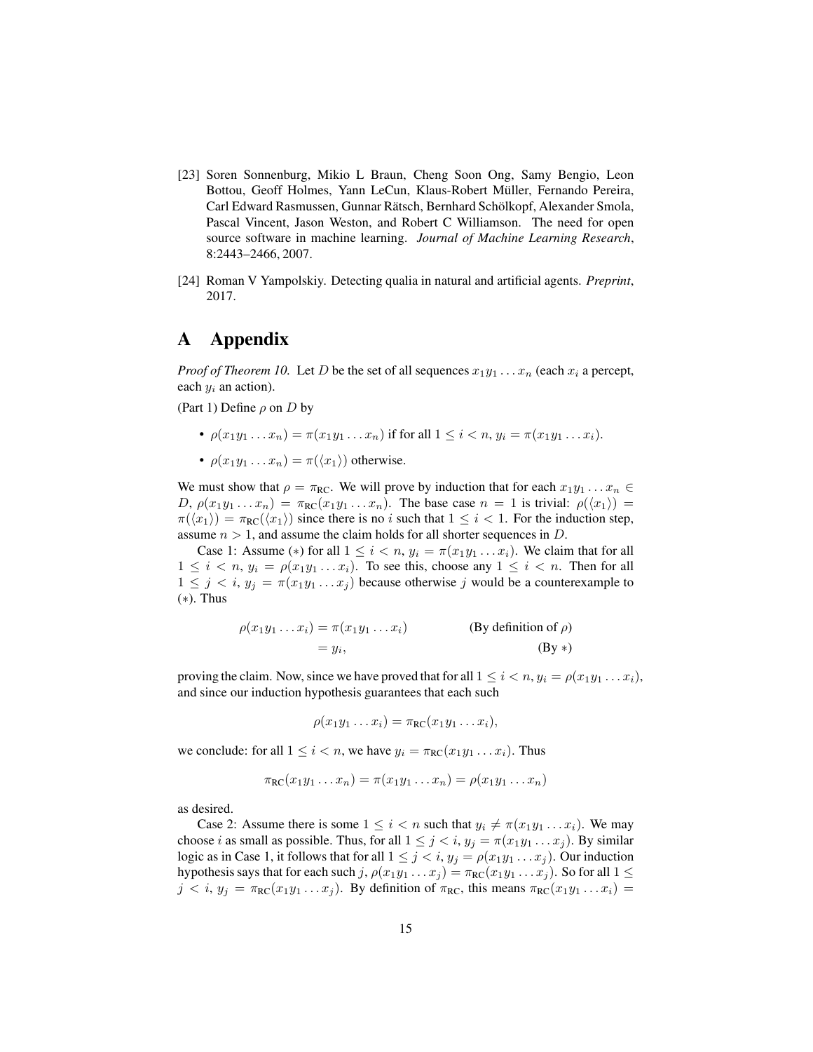[23] Soren Sonnenburg, Mikio L Braun, Cheng Soon Ong, Samy Bengio, Leon Bottou, Geoff Holmes, Yann LeCun, Klaus-Robert Müller, Fernando Pereira, Carl Edward Rasmussen, Gunnar Rätsch, Bernhard Schölkopf, Alexander Smola, Pascal Vincent, Jason Weston, and Robert C Williamson. The need for open source software in machine learning. *Journal of Machine Learning Research*, 8:2443–2466, 2007.

[24] Roman V Yampolskiy. Detecting qualia in natural and artificial agents. *Preprint*, 2017.

# A Appendix

*Proof of Theorem 10.* Let $D$ be the set of all sequences $x_1y_1 \ldots x_n$ (each $x_i$ a percept, each $y_i$ an action).

(Part 1) Define $\rho$ on $D$ by

- $\rho(x_1y_1 \ldots x_n) = \pi(x_1y_1 \ldots x_n)$ if for all $1 \leq i < n$, $y_i = \pi(x_1y_1 \ldots x_i)$.
- $\rho(x_1y_1 \ldots x_n) = \pi(\langle x_1 \rangle)$ otherwise.

We must show that $\rho = \pi_{\text{RC}}$. We will prove by induction that for each $x_1y_1 \ldots x_n \in D$, $\rho(x_1y_1 \ldots x_n) = \pi_{\text{RC}}(x_1y_1 \ldots x_n)$. The base case $n = 1$ is trivial: $\rho(\langle x_1 \rangle) = \pi(\langle x_1 \rangle) = \pi_{\text{RC}}(\langle x_1 \rangle)$ since there is no $i$ such that $1 \leq i < 1$. For the induction step, assume $n > 1$, and assume the claim holds for all shorter sequences in $D$.

Case 1: Assume $(*)$ for all $1 \leq i < n$, $y_i = \pi(x_1y_1 \ldots x_i)$. We claim that for all $1 \leq i < n$, $y_i = \rho(x_1y_1 \ldots x_i)$. To see this, choose any $1 \leq i < n$. Then for all $1 \leq j < i$, $y_j = \pi(x_1y_1 \ldots x_j)$ because otherwise $j$ would be a counterexample to $(*)$. Thus

$$
\begin{aligned}
\rho(x_1y_1 \ldots x_i) &= \pi(x_1y_1 \ldots x_i) && \text{(By definition of } \rho\text{)} \\
&= y_i, && \text{(By } *\text{)}
\end{aligned}
$$

proving the claim. Now, since we have proved that for all $1 \leq i < n$, $y_i = \rho(x_1y_1 \ldots x_i)$, and since our induction hypothesis guarantees that each such

$$
\rho(x_1y_1 \ldots x_i) = \pi_{\text{RC}}(x_1y_1 \ldots x_i),
$$

we conclude: for all $1 \leq i < n$, we have $y_i = \pi_{\text{RC}}(x_1y_1 \ldots x_i)$. Thus

$$
\pi_{\text{RC}}(x_1y_1 \ldots x_n) = \pi(x_1y_1 \ldots x_n) = \rho(x_1y_1 \ldots x_n)
$$

as desired.

Case 2: Assume there is some $1 \leq i < n$ such that $y_i \neq \pi(x_1y_1 \ldots x_i)$. We may choose $i$ as small as possible. Thus, for all $1 \leq j < i$, $y_j = \pi(x_1y_1 \ldots x_j)$. By similar logic as in Case 1, it follows that for all $1 \leq j < i$, $y_j = \rho(x_1y_1 \ldots x_j)$. Our induction hypothesis says that for each such $j$, $\rho(x_1y_1 \ldots x_j) = \pi_{\text{RC}}(x_1y_1 \ldots x_j)$. So for all $1 \leq j < i$, $y_j = \pi_{\text{RC}}(x_1y_1 \ldots x_j)$. By definition of $\pi_{\text{RC}}$, this means $\pi_{\text{RC}}(x_1y_1 \ldots x_i) =$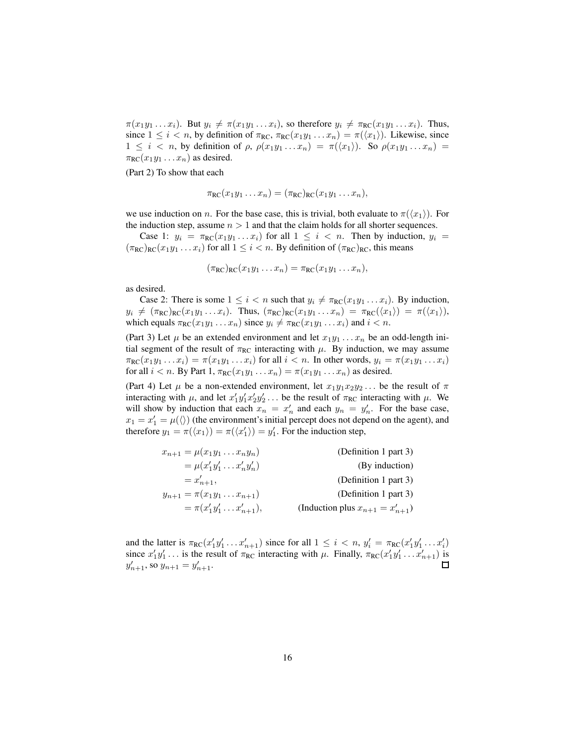$\pi(x_1y_1\dots x_i)$. But $y_i \neq \pi(x_1y_1\dots x_i)$, so therefore $y_i \neq \pi_{\mathrm{RC}}(x_1y_1\dots x_i)$. Thus, since $1 \leq i < n$, by definition of $\pi_{\mathrm{RC}}$, $\pi_{\mathrm{RC}}(x_1y_1\dots x_n) = \pi(\langle x_1\rangle)$. Likewise, since $1 \leq i < n$, by definition of $\rho$, $\rho(x_1y_1\dots x_n) = \pi(\langle x_1\rangle)$. So $\rho(x_1y_1\dots x_n) = \pi_{\mathrm{RC}}(x_1y_1\dots x_n)$ as desired.

(Part 2) To show that each

$$\pi_{\mathrm{RC}}(x_1y_1\dots x_n) = (\pi_{\mathrm{RC}})_{\mathrm{RC}}(x_1y_1\dots x_n),$$

we use induction on $n$. For the base case, this is trivial, both evaluate to $\pi(\langle x_1\rangle)$. For the induction step, assume $n > 1$ and that the claim holds for all shorter sequences.

Case 1: $y_i = \pi_{\mathrm{RC}}(x_1y_1\dots x_i)$ for all $1 \leq i < n$. Then by induction, $y_i = (\pi_{\mathrm{RC}})_{\mathrm{RC}}(x_1y_1\dots x_i)$ for all $1 \leq i < n$. By definition of $(\pi_{\mathrm{RC}})_{\mathrm{RC}}$, this means

$$(\pi_{\mathrm{RC}})_{\mathrm{RC}}(x_1y_1\dots x_n) = \pi_{\mathrm{RC}}(x_1y_1\dots x_n),$$

as desired.

Case 2: There is some $1 \leq i < n$ such that $y_i \neq \pi_{\mathrm{RC}}(x_1y_1\dots x_i)$. By induction, $y_i \neq (\pi_{\mathrm{RC}})_{\mathrm{RC}}(x_1y_1\dots x_i)$. Thus, $(\pi_{\mathrm{RC}})_{\mathrm{RC}}(x_1y_1\dots x_n) = \pi_{\mathrm{RC}}(\langle x_1\rangle) = \pi(\langle x_1\rangle)$, which equals $\pi_{\mathrm{RC}}(x_1y_1\dots x_n)$ since $y_i \neq \pi_{\mathrm{RC}}(x_1y_1\dots x_i)$ and $i < n$.

(Part 3) Let $\mu$ be an extended environment and let $x_1y_1\dots x_n$ be an odd-length initial segment of the result of $\pi_{\mathrm{RC}}$ interacting with $\mu$. By induction, we may assume $\pi_{\mathrm{RC}}(x_1y_1\dots x_i) = \pi(x_1y_1\dots x_i)$ for all $i < n$. In other words, $y_i = \pi(x_1y_1\dots x_i)$ for all $i < n$. By Part 1, $\pi_{\mathrm{RC}}(x_1y_1\dots x_n) = \pi(x_1y_1\dots x_n)$ as desired.

(Part 4) Let $\mu$ be a non-extended environment, let $x_1y_1x_2y_2\dots$ be the result of $\pi$ interacting with $\mu$, and let $x'_1y'_1x'_2y'_2\dots$ be the result of $\pi_{\mathrm{RC}}$ interacting with $\mu$. We will show by induction that each $x_n = x'_n$ and each $y_n = y'_n$. For the base case, $x_1 = x'_1 = \mu(\langle\rangle)$ (the environment's initial percept does not depend on the agent), and therefore $y_1 = \pi(\langle x_1\rangle) = \pi(\langle x'_1\rangle) = y'_1$. For the induction step,

$$\begin{aligned}
x_{n+1} &= \mu(x_1y_1\dots x_ny_n) && \text{(Definition 1 part 3)}\\
&= \mu(x'_1y'_1\dots x'_ny'_n) && \text{(By induction)}\\
&= x'_{n+1}, && \text{(Definition 1 part 3)}\\
y_{n+1} &= \pi(x_1y_1\dots x_{n+1}) && \text{(Definition 1 part 3)}\\
&= \pi(x'_1y'_1\dots x'_{n+1}), && \text{(Induction plus } x_{n+1} = x'_{n+1})
\end{aligned}$$

and the latter is $\pi_{\mathrm{RC}}(x'_1y'_1\dots x'_{n+1})$ since for all $1 \leq i < n$, $y'_i = \pi_{\mathrm{RC}}(x'_1y'_1\dots x'_i)$ since $x'_1y'_1\dots$ is the result of $\pi_{\mathrm{RC}}$ interacting with $\mu$. Finally, $\pi_{\mathrm{RC}}(x'_1y'_1\dots x'_{n+1})$ is $y'_{n+1}$, so $y_{n+1} = y'_{n+1}$. □